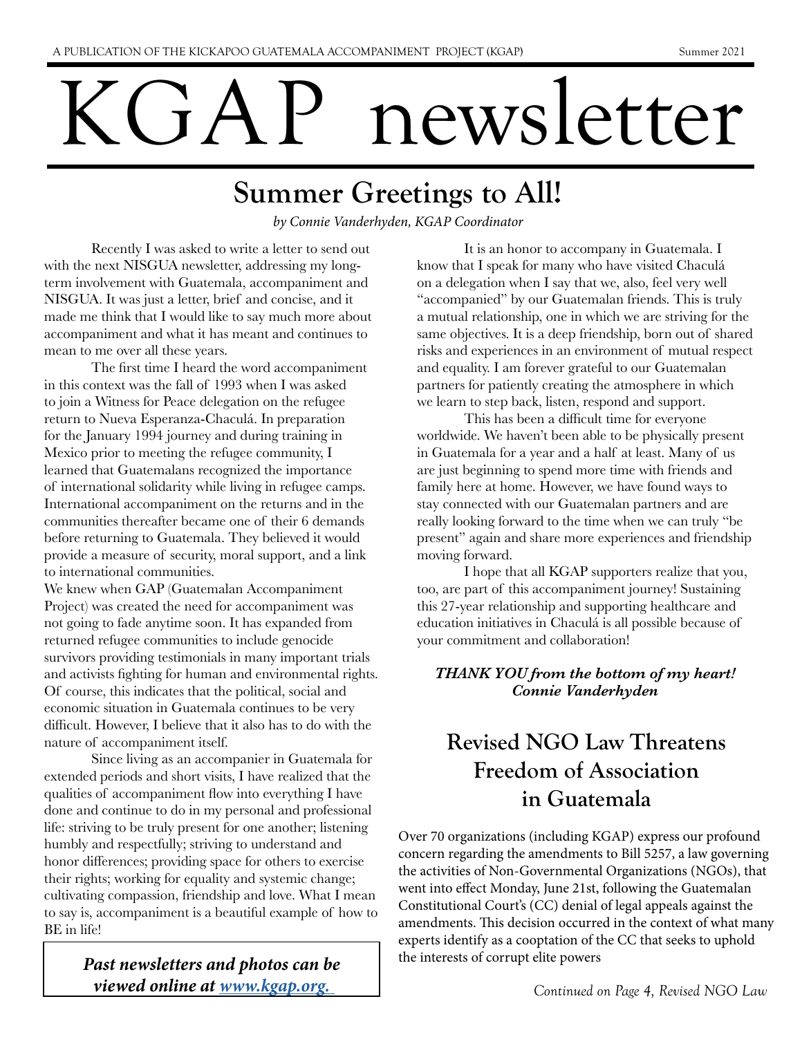A PUBLICATION OF THE KICKAPOO GUATEMALA ACCOMPANIMENT PROJECT (KGAP) Summer 2021

# KGAP newsletter

## Summer Greetings to All!

*by Connie Vanderhyden, KGAP Coordinator*

Recently I was asked to write a letter to send out with the next NISGUA newsletter, addressing my long-term involvement with Guatemala, accompaniment and NISGUA. It was just a letter, brief and concise, and it made me think that I would like to say much more about accompaniment and what it has meant and continues to mean to me over all these years.

The first time I heard the word accompaniment in this context was the fall of 1993 when I was asked to join a Witness for Peace delegation on the refugee return to Nueva Esperanza-Chaculá. In preparation for the January 1994 journey and during training in Mexico prior to meeting the refugee community, I learned that Guatemalans recognized the importance of international solidarity while living in refugee camps. International accompaniment on the returns and in the communities thereafter became one of their 6 demands before returning to Guatemala. They believed it would provide a measure of security, moral support, and a link to international communities.

We knew when GAP (Guatemalan Accompaniment Project) was created the need for accompaniment was not going to fade anytime soon. It has expanded from returned refugee communities to include genocide survivors providing testimonials in many important trials and activists fighting for human and environmental rights. Of course, this indicates that the political, social and economic situation in Guatemala continues to be very difficult. However, I believe that it also has to do with the nature of accompaniment itself.

Since living as an accompanier in Guatemala for extended periods and short visits, I have realized that the qualities of accompaniment flow into everything I have done and continue to do in my personal and professional life: striving to be truly present for one another; listening humbly and respectfully; striving to understand and honor differences; providing space for others to exercise their rights; working for equality and systemic change; cultivating compassion, friendship and love. What I mean to say is, accompaniment is a beautiful example of how to BE in life!

It is an honor to accompany in Guatemala. I know that I speak for many who have visited Chaculá on a delegation when I say that we, also, feel very well "accompanied" by our Guatemalan friends. This is truly a mutual relationship, one in which we are striving for the same objectives. It is a deep friendship, born out of shared risks and experiences in an environment of mutual respect and equality. I am forever grateful to our Guatemalan partners for patiently creating the atmosphere in which we learn to step back, listen, respond and support.

This has been a difficult time for everyone worldwide. We haven't been able to be physically present in Guatemala for a year and a half at least. Many of us are just beginning to spend more time with friends and family here at home. However, we have found ways to stay connected with our Guatemalan partners and are really looking forward to the time when we can truly "be present" again and share more experiences and friendship moving forward.

I hope that all KGAP supporters realize that you, too, are part of this accompaniment journey! Sustaining this 27-year relationship and supporting healthcare and education initiatives in Chaculá is all possible because of your commitment and collaboration!

***THANK YOU from the bottom of my heart!***
***Connie Vanderhyden***

***Past newsletters and photos can be viewed online at [www.kgap.org.](http://www.kgap.org)***

## Revised NGO Law Threatens Freedom of Association in Guatemala

Over 70 organizations (including KGAP) express our profound concern regarding the amendments to Bill 5257, a law governing the activities of Non-Governmental Organizations (NGOs), that went into effect Monday, June 21st, following the Guatemalan Constitutional Court's (CC) denial of legal appeals against the amendments. This decision occurred in the context of what many experts identify as a cooptation of the CC that seeks to uphold the interests of corrupt elite powers

*Continued on Page 4, Revised NGO Law*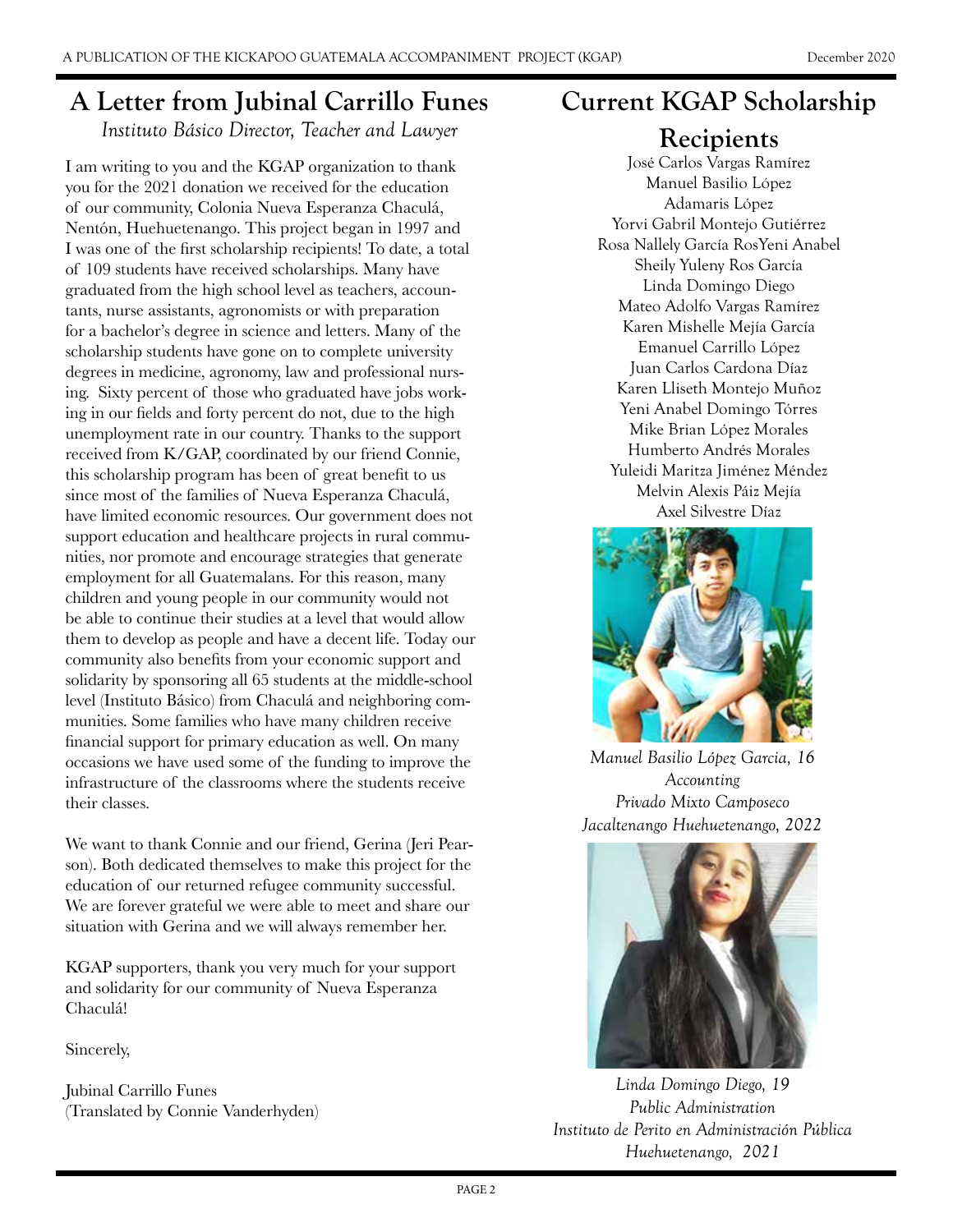## A Letter from Jubinal Carrillo Funes

*Instituto Básico Director, Teacher and Lawyer*

I am writing to you and the KGAP organization to thank you for the 2021 donation we received for the education of our community, Colonia Nueva Esperanza Chaculá, Nentón, Huehuetenango. This project began in 1997 and I was one of the first scholarship recipients! To date, a total of 109 students have received scholarships. Many have graduated from the high school level as teachers, accountants, nurse assistants, agronomists or with preparation for a bachelor's degree in science and letters. Many of the scholarship students have gone on to complete university degrees in medicine, agronomy, law and professional nursing. Sixty percent of those who graduated have jobs working in our fields and forty percent do not, due to the high unemployment rate in our country. Thanks to the support received from K/GAP, coordinated by our friend Connie, this scholarship program has been of great benefit to us since most of the families of Nueva Esperanza Chaculá, have limited economic resources. Our government does not support education and healthcare projects in rural communities, nor promote and encourage strategies that generate employment for all Guatemalans. For this reason, many children and young people in our community would not be able to continue their studies at a level that would allow them to develop as people and have a decent life. Today our community also benefits from your economic support and solidarity by sponsoring all 65 students at the middle-school level (Instituto Básico) from Chaculá and neighboring communities. Some families who have many children receive financial support for primary education as well. On many occasions we have used some of the funding to improve the infrastructure of the classrooms where the students receive their classes.

We want to thank Connie and our friend, Gerina (Jeri Pearson). Both dedicated themselves to make this project for the education of our returned refugee community successful. We are forever grateful we were able to meet and share our situation with Gerina and we will always remember her.

KGAP supporters, thank you very much for your support and solidarity for our community of Nueva Esperanza Chaculá!

Sincerely,

Jubinal Carrillo Funes
(Translated by Connie Vanderhyden)

## Current KGAP Scholarship Recipients

José Carlos Vargas Ramírez
Manuel Basilio López
Adamaris López
Yorvi Gabril Montejo Gutiérrez
Rosa Nallely García RosYeni Anabel
Sheily Yuleny Ros García
Linda Domingo Diego
Mateo Adolfo Vargas Ramírez
Karen Mishelle Mejía García
Emanuel Carrillo López
Juan Carlos Cardona Díaz
Karen Lliseth Montejo Muñoz
Yeni Anabel Domingo Tórres
Mike Brian López Morales
Humberto Andrés Morales
Yuleidi Maritza Jiménez Méndez
Melvin Alexis Páiz Mejía
Axel Silvestre Díaz

*Manuel Basilio López Garcia, 16*
*Accounting*
*Privado Mixto Camposeco*
*Jacaltenango Huehuetenango, 2022*

*Linda Domingo Diego, 19*
*Public Administration*
*Instituto de Perito en Administración Pública*
*Huehuetenango, 2021*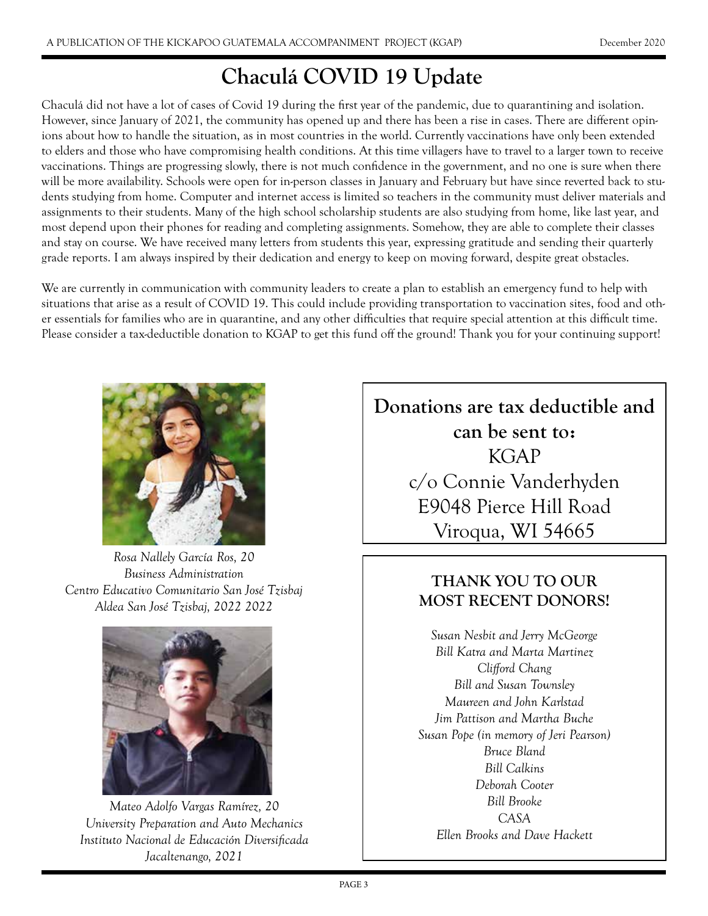# Chaculá COVID 19 Update

Chaculá did not have a lot of cases of Covid 19 during the first year of the pandemic, due to quarantining and isolation. However, since January of 2021, the community has opened up and there has been a rise in cases. There are different opinions about how to handle the situation, as in most countries in the world. Currently vaccinations have only been extended to elders and those who have compromising health conditions. At this time villagers have to travel to a larger town to receive vaccinations. Things are progressing slowly, there is not much confidence in the government, and no one is sure when there will be more availability. Schools were open for in-person classes in January and February but have since reverted back to students studying from home. Computer and internet access is limited so teachers in the community must deliver materials and assignments to their students. Many of the high school scholarship students are also studying from home, like last year, and most depend upon their phones for reading and completing assignments. Somehow, they are able to complete their classes and stay on course. We have received many letters from students this year, expressing gratitude and sending their quarterly grade reports. I am always inspired by their dedication and energy to keep on moving forward, despite great obstacles.

We are currently in communication with community leaders to create a plan to establish an emergency fund to help with situations that arise as a result of COVID 19. This could include providing transportation to vaccination sites, food and other essentials for families who are in quarantine, and any other difficulties that require special attention at this difficult time. Please consider a tax-deductible donation to KGAP to get this fund off the ground! Thank you for your continuing support!

*Rosa Nallely García Ros, 20*
*Business Administration*
*Centro Educativo Comunitario San José Tzisbaj*
*Aldea San José Tzisbaj, 2022 2022*

*Mateo Adolfo Vargas Ramírez, 20*
*University Preparation and Auto Mechanics*
*Instituto Nacional de Educación Diversificada*
*Jacaltenango, 2021*

**Donations are tax deductible and can be sent to:**
KGAP
c/o Connie Vanderhyden
E9048 Pierce Hill Road
Viroqua, WI 54665

**THANK YOU TO OUR MOST RECENT DONORS!**

*Susan Nesbit and Jerry McGeorge*
*Bill Katra and Marta Martinez*
*Clifford Chang*
*Bill and Susan Townsley*
*Maureen and John Karlstad*
*Jim Pattison and Martha Buche*
*Susan Pope (in memory of Jeri Pearson)*
*Bruce Bland*
*Bill Calkins*
*Deborah Cooter*
*Bill Brooke*
*CASA*
*Ellen Brooks and Dave Hackett*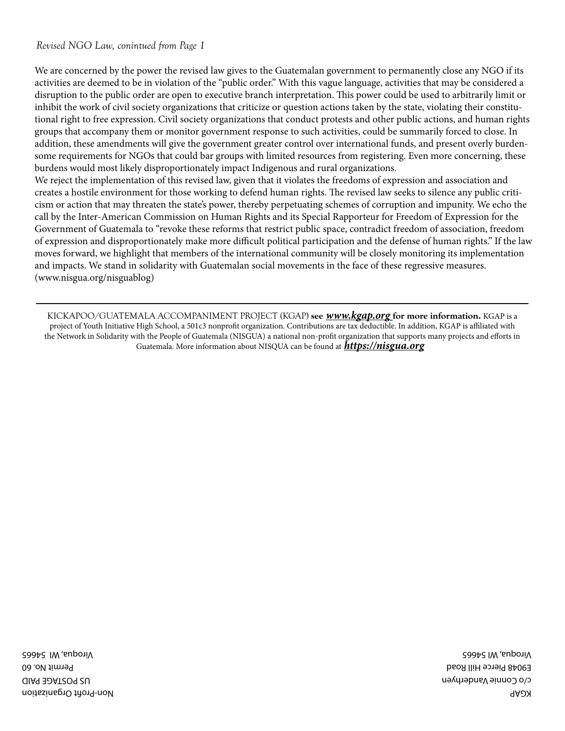*Revised NGO Law, conintued from Page 1*

We are concerned by the power the revised law gives to the Guatemalan government to permanently close any NGO if its activities are deemed to be in violation of the "public order." With this vague language, activities that may be considered a disruption to the public order are open to executive branch interpretation. This power could be used to arbitrarily limit or inhibit the work of civil society organizations that criticize or question actions taken by the state, violating their constitutional right to free expression. Civil society organizations that conduct protests and other public actions, and human rights groups that accompany them or monitor government response to such activities, could be summarily forced to close. In addition, these amendments will give the government greater control over international funds, and present overly burdensome requirements for NGOs that could bar groups with limited resources from registering. Even more concerning, these burdens would most likely disproportionately impact Indigenous and rural organizations.

We reject the implementation of this revised law, given that it violates the freedoms of expression and association and creates a hostile environment for those working to defend human rights. The revised law seeks to silence any public criticism or action that may threaten the state's power, thereby perpetuating schemes of corruption and impunity. We echo the call by the Inter-American Commission on Human Rights and its Special Rapporteur for Freedom of Expression for the Government of Guatemala to "revoke these reforms that restrict public space, contradict freedom of association, freedom of expression and disproportionately make more difficult political participation and the defense of human rights." If the law moves forward, we highlight that members of the international community will be closely monitoring its implementation and impacts. We stand in solidarity with Guatemalan social movements in the face of these regressive measures. (www.nisgua.org/nisguablog)

---

KICKAPOO/GUATEMALA ACCOMPANIMENT PROJECT (KGAP) **see *www.kgap.org* for more information.** KGAP is a project of Youth Initiative High School, a 501c3 nonprofit organization. Contributions are tax deductible. In addition, KGAP is affiliated with the Network in Solidarity with the People of Guatemala (NISGUA) a national non-profit organization that supports many projects and efforts in Guatemala. More information about NISQUA can be found at ***https://nisgua.org***

KGAP
c/o Connie Vanderhyen
E9048 Pierce Hill Road
Viroqua, WI 54665

Non-Profit Organization
US POSTAGE PAID
Permit No. 60
Viroqua, WI 54665